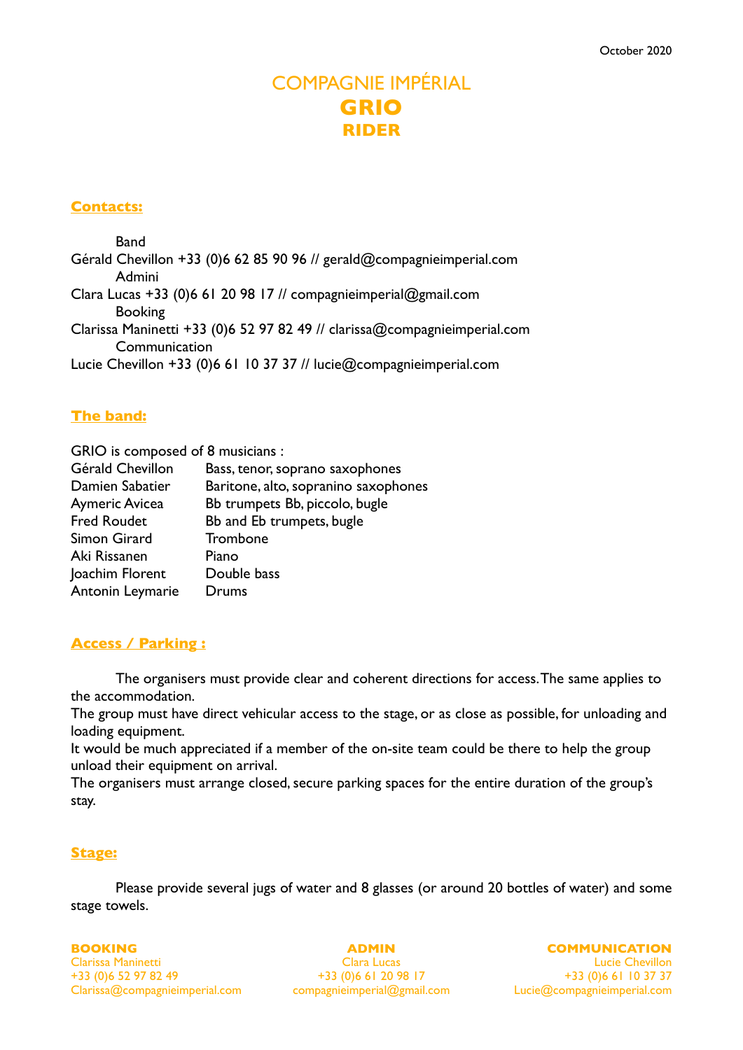October 2020

# COMPAGNIE IMPÉRIAL
# GRIO
## RIDER

### Contacts:

Band
Gérald Chevillon +33 (0)6 62 85 90 96 // gerald@compagnieimperial.com
Admini
Clara Lucas +33 (0)6 61 20 98 17 // compagnieimperial@gmail.com
Booking
Clarissa Maninetti +33 (0)6 52 97 82 49 // clarissa@compagnieimperial.com
Communication
Lucie Chevillon +33 (0)6 61 10 37 37 // lucie@compagnieimperial.com

### The band:

GRIO is composed of 8 musicians :

| | |
|---|---|
| Gérald Chevillon | Bass, tenor, soprano saxophones |
| Damien Sabatier | Baritone, alto, sopranino saxophones |
| Aymeric Avicea | Bb trumpets Bb, piccolo, bugle |
| Fred Roudet | Bb and Eb trumpets, bugle |
| Simon Girard | Trombone |
| Aki Rissanen | Piano |
| Joachim Florent | Double bass |
| Antonin Leymarie | Drums |

### Access / Parking :

The organisers must provide clear and coherent directions for access. The same applies to the accommodation.
The group must have direct vehicular access to the stage, or as close as possible, for unloading and loading equipment.
It would be much appreciated if a member of the on-site team could be there to help the group unload their equipment on arrival.
The organisers must arrange closed, secure parking spaces for the entire duration of the group's stay.

### Stage:

Please provide several jugs of water and 8 glasses (or around 20 bottles of water) and some stage towels.

**BOOKING**
Clarissa Maninetti
+33 (0)6 52 97 82 49
Clarissa@compagnieimperial.com

**ADMIN**
Clara Lucas
+33 (0)6 61 20 98 17
compagnieimperial@gmail.com

**COMMUNICATION**
Lucie Chevillon
+33 (0)6 61 10 37 37
Lucie@compagnieimperial.com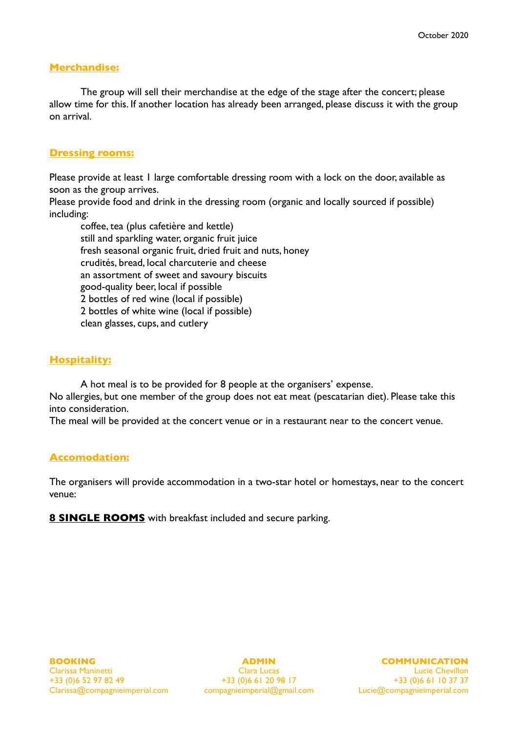October 2020

## Merchandise:

The group will sell their merchandise at the edge of the stage after the concert; please allow time for this. If another location has already been arranged, please discuss it with the group on arrival.

## Dressing rooms:

Please provide at least 1 large comfortable dressing room with a lock on the door, available as soon as the group arrives.
Please provide food and drink in the dressing room (organic and locally sourced if possible) including:

- coffee, tea (plus cafetière and kettle)
- still and sparkling water, organic fruit juice
- fresh seasonal organic fruit, dried fruit and nuts, honey
- crudités, bread, local charcuterie and cheese
- an assortment of sweet and savoury biscuits
- good-quality beer, local if possible
- 2 bottles of red wine (local if possible)
- 2 bottles of white wine (local if possible)
- clean glasses, cups, and cutlery

## Hospitality:

A hot meal is to be provided for 8 people at the organisers' expense.
No allergies, but one member of the group does not eat meat (pescatarian diet). Please take this into consideration.
The meal will be provided at the concert venue or in a restaurant near to the concert venue.

## Accomodation:

The organisers will provide accommodation in a two-star hotel or homestays, near to the concert venue:

**8 SINGLE ROOMS** with breakfast included and secure parking.

**BOOKING**
Clarissa Maninetti
+33 (0)6 52 97 82 49
Clarissa@compagnieimperial.com

**ADMIN**
Clara Lucas
+33 (0)6 61 20 98 17
compagnieimperial@gmail.com

**COMMUNICATION**
Lucie Chevillon
+33 (0)6 61 10 37 37
Lucie@compagnieimperial.com